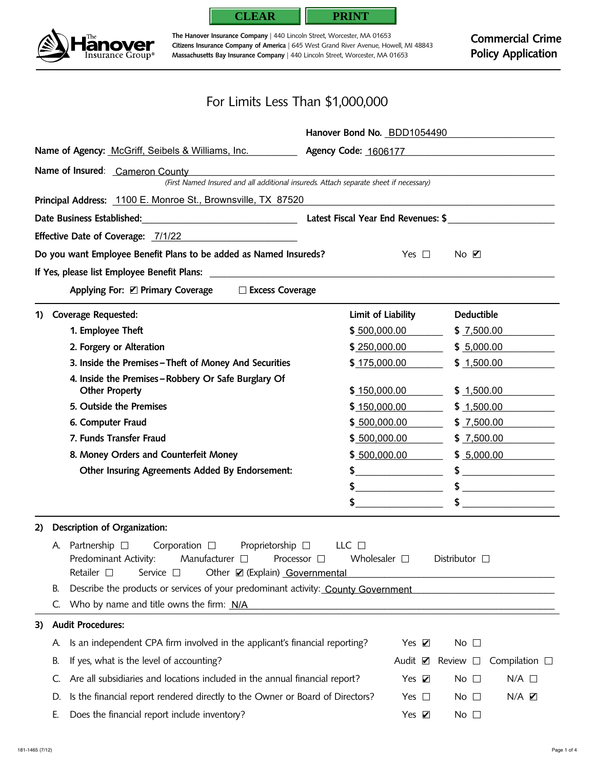CLEAR PRINT

The Hanover Insurance Group®

**The Hanover Insurance Company** | 440 Lincoln Street, Worcester, MA 01653
**Citizens Insurance Company of America** | 645 West Grand River Avenue, Howell, MI 48843
**Massachusetts Bay Insurance Company** | 440 Lincoln Street, Worcester, MA 01653

# Commercial Crime Policy Application

## For Limits Less Than $1,000,000

**Hanover Bond No.** BDD1054490

**Name of Agency:** McGriff, Seibels & Williams, Inc. **Agency Code:** 1606177

**Name of Insured:** Cameron County

*(First Named Insured and all additional insureds. Attach separate sheet if necessary)*

**Principal Address:** 1100 E. Monroe St., Brownsville, TX 87520

**Date Business Established:** ____________ **Latest Fiscal Year End Revenues: $** ____________

**Effective Date of Coverage:** 7/1/22

**Do you want Employee Benefit Plans to be added as Named Insureds?** Yes ☐ No ☑

**If Yes, please list Employee Benefit Plans:** ____________

**Applying For:** ☑ **Primary Coverage** ☐ **Excess Coverage**

**1) Coverage Requested:**

| Coverage | Limit of Liability | Deductible |
|---|---|---|
| 1. Employee Theft | $ 500,000.00 | $ 7,500.00 |
| 2. Forgery or Alteration | $ 250,000.00 | $ 5,000.00 |
| 3. Inside the Premises – Theft of Money And Securities | $ 175,000.00 | $ 1,500.00 |
| 4. Inside the Premises – Robbery Or Safe Burglary Of Other Property | $ 150,000.00 | $ 1,500.00 |
| 5. Outside the Premises | $ 150,000.00 | $ 1,500.00 |
| 6. Computer Fraud | $ 500,000.00 | $ 7,500.00 |
| 7. Funds Transfer Fraud | $ 500,000.00 | $ 7,500.00 |
| 8. Money Orders and Counterfeit Money | $ 500,000.00 | $ 5,000.00 |
| Other Insuring Agreements Added By Endorsement: | $ | $ |
| | $ | $ |
| | $ | $ |

**2) Description of Organization:**

A. Partnership ☐ Corporation ☐ Proprietorship ☐ LLC ☐
Predominant Activity: Manufacturer ☐ Processor ☐ Wholesaler ☐ Distributor ☐
Retailer ☐ Service ☐ Other ☑ (Explain) Governmental

B. Describe the products or services of your predominant activity: County Government

C. Who by name and title owns the firm: N/A

**3) Audit Procedures:**

A. Is an independent CPA firm involved in the applicant's financial reporting? Yes ☑ No ☐

B. If yes, what is the level of accounting? Audit ☑ Review ☐ Compilation ☐

C. Are all subsidiaries and locations included in the annual financial report? Yes ☑ No ☐ N/A ☐

D. Is the financial report rendered directly to the Owner or Board of Directors? Yes ☐ No ☐ N/A ☑

E. Does the financial report include inventory? Yes ☑ No ☐

181-1465 (7/12)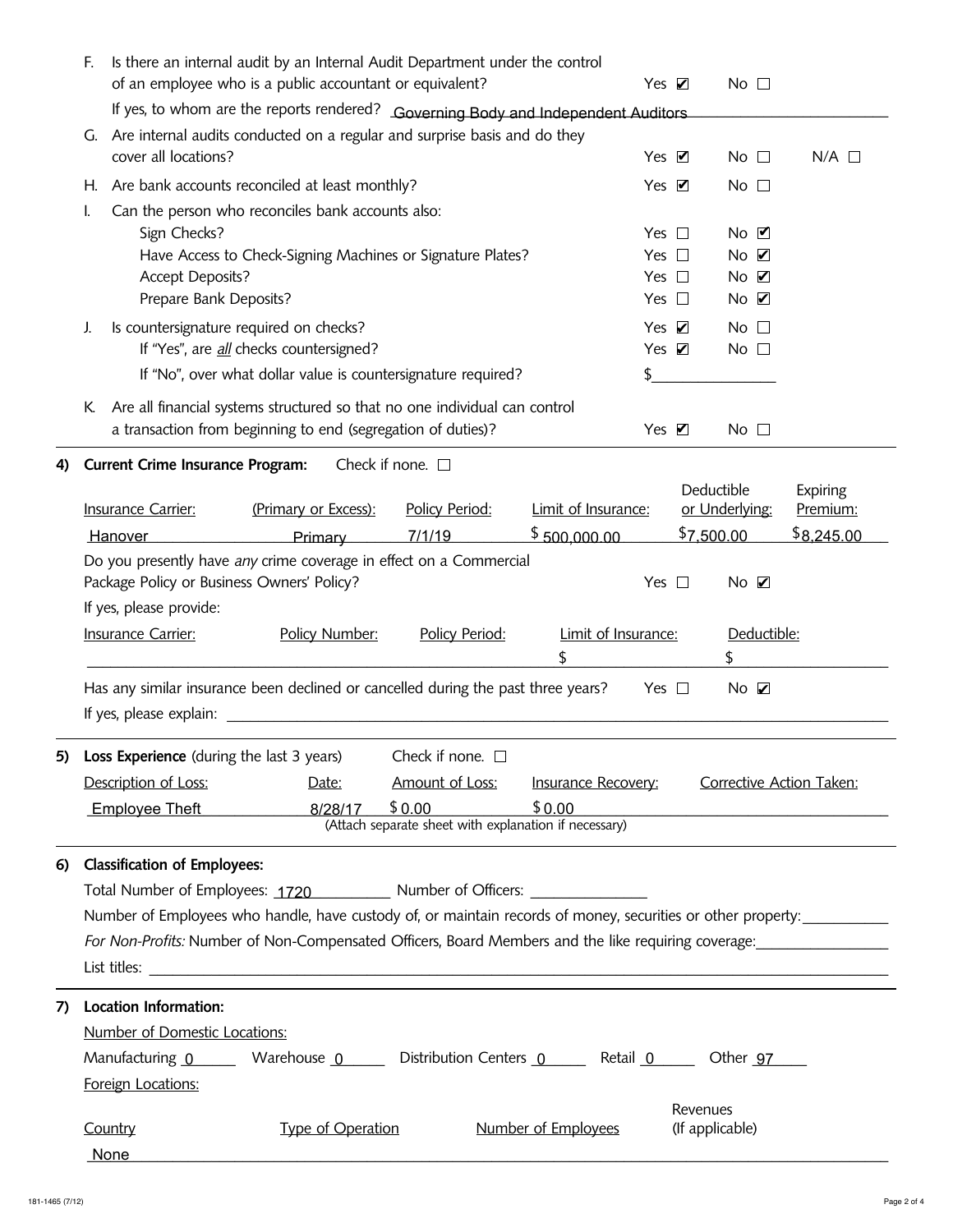F. Is there an internal audit by an Internal Audit Department under the control of an employee who is a public accountant or equivalent? Yes ☑ No ☐

If yes, to whom are the reports rendered? Governing Body and Independent Auditors

G. Are internal audits conducted on a regular and surprise basis and do they cover all locations? Yes ☑ No ☐ N/A ☐

H. Are bank accounts reconciled at least monthly? Yes ☑ No ☐

I. Can the person who reconciles bank accounts also:

- Sign Checks? Yes ☐ No ☑
- Have Access to Check-Signing Machines or Signature Plates? Yes ☐ No ☑
- Accept Deposits? Yes ☐ No ☑
- Prepare Bank Deposits? Yes ☐ No ☑

J. Is countersignature required on checks? Yes ☑ No ☐

- If "Yes", are *all* checks countersigned? Yes ☑ No ☐
- If "No", over what dollar value is countersignature required? $\_\_\_\_\_\_\_\_

K. Are all financial systems structured so that no one individual can control a transaction from beginning to end (segregation of duties)? Yes ☑ No ☐

## 4) Current Crime Insurance Program:

Check if none. ☐

| Insurance Carrier: | (Primary or Excess): | Policy Period: | Limit of Insurance: | Deductible or Underlying: | Expiring Premium: |
|---|---|---|---|---|---|
| Hanover | Primary | 7/1/19 | $ 500,000.00 | $7,500.00 | $8,245.00 |

Do you presently have *any* crime coverage in effect on a Commercial Package Policy or Business Owners' Policy? Yes ☐ No ☑

If yes, please provide:

| Insurance Carrier: | Policy Number: | Policy Period: | Limit of Insurance: | Deductible: |
|---|---|---|---|---|
| | | | $ | $ |

Has any similar insurance been declined or cancelled during the past three years? Yes ☐ No ☑

If yes, please explain: \_\_\_\_\_\_\_\_

## 5) Loss Experience (during the last 3 years)

Check if none. ☐

| Description of Loss: | Date: | Amount of Loss: | Insurance Recovery: | Corrective Action Taken: |
|---|---|---|---|---|
| Employee Theft | 8/28/17 | $ 0.00 | $ 0.00 | |

(Attach separate sheet with explanation if necessary)

## 6) Classification of Employees:

Total Number of Employees: 1720 Number of Officers: \_\_\_\_\_\_\_\_

Number of Employees who handle, have custody of, or maintain records of money, securities or other property: \_\_\_\_\_\_\_\_

*For Non-Profits:* Number of Non-Compensated Officers, Board Members and the like requiring coverage: \_\_\_\_\_\_\_\_

List titles: \_\_\_\_\_\_\_\_

## 7) Location Information:

Number of Domestic Locations:

Manufacturing 0 Warehouse 0 Distribution Centers 0 Retail 0 Other 97

Foreign Locations:

| Country | Type of Operation | Number of Employees | Revenues (If applicable) |
|---|---|---|---|
| None | | | |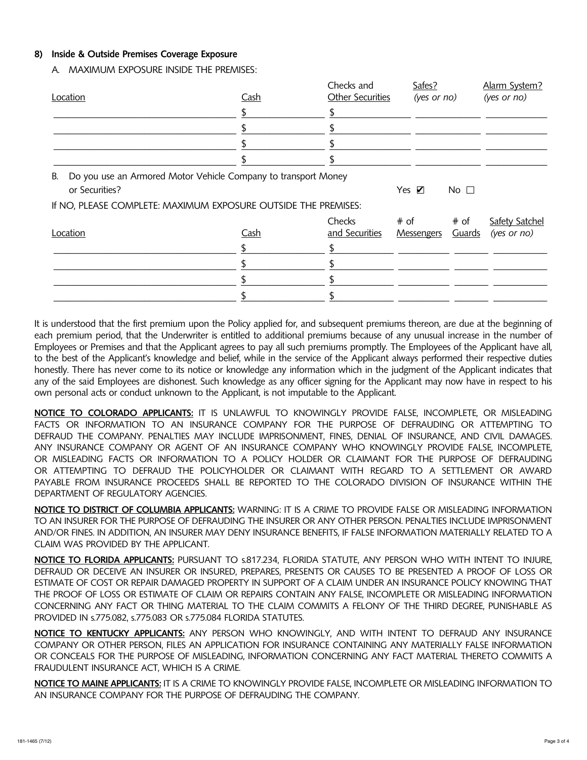### 8) Inside & Outside Premises Coverage Exposure

A. MAXIMUM EXPOSURE INSIDE THE PREMISES:

| Location | Cash | Checks and Other Securities | Safes? *(yes or no)* | Alarm System? *(yes or no)* |
|---|---|---|---|---|
| | $ | $ | | |
| | $ | $ | | |
| | $ | $ | | |
| | $ | $ | | |

B. Do you use an Armored Motor Vehicle Company to transport Money or Securities? Yes ☑ No ☐

If NO, PLEASE COMPLETE: MAXIMUM EXPOSURE OUTSIDE THE PREMISES:

| Location | Cash | Checks and Securities | # of Messengers | # of Guards | Safety Satchel *(yes or no)* |
|---|---|---|---|---|---|
| | $ | $ | | | |
| | $ | $ | | | |
| | $ | $ | | | |
| | $ | $ | | | |

It is understood that the first premium upon the Policy applied for, and subsequent premiums thereon, are due at the beginning of each premium period, that the Underwriter is entitled to additional premiums because of any unusual increase in the number of Employees or Premises and that the Applicant agrees to pay all such premiums promptly. The Employees of the Applicant have all, to the best of the Applicant's knowledge and belief, while in the service of the Applicant always performed their respective duties honestly. There has never come to its notice or knowledge any information which in the judgment of the Applicant indicates that any of the said Employees are dishonest. Such knowledge as any officer signing for the Applicant may now have in respect to his own personal acts or conduct unknown to the Applicant, is not imputable to the Applicant.

**NOTICE TO COLORADO APPLICANTS:** IT IS UNLAWFUL TO KNOWINGLY PROVIDE FALSE, INCOMPLETE, OR MISLEADING FACTS OR INFORMATION TO AN INSURANCE COMPANY FOR THE PURPOSE OF DEFRAUDING OR ATTEMPTING TO DEFRAUD THE COMPANY. PENALTIES MAY INCLUDE IMPRISONMENT, FINES, DENIAL OF INSURANCE, AND CIVIL DAMAGES. ANY INSURANCE COMPANY OR AGENT OF AN INSURANCE COMPANY WHO KNOWINGLY PROVIDE FALSE, INCOMPLETE, OR MISLEADING FACTS OR INFORMATION TO A POLICY HOLDER OR CLAIMANT FOR THE PURPOSE OF DEFRAUDING OR ATTEMPTING TO DEFRAUD THE POLICYHOLDER OR CLAIMANT WITH REGARD TO A SETTLEMENT OR AWARD PAYABLE FROM INSURANCE PROCEEDS SHALL BE REPORTED TO THE COLORADO DIVISION OF INSURANCE WITHIN THE DEPARTMENT OF REGULATORY AGENCIES.

**NOTICE TO DISTRICT OF COLUMBIA APPLICANTS:** WARNING: IT IS A CRIME TO PROVIDE FALSE OR MISLEADING INFORMATION TO AN INSURER FOR THE PURPOSE OF DEFRAUDING THE INSURER OR ANY OTHER PERSON. PENALTIES INCLUDE IMPRISONMENT AND/OR FINES. IN ADDITION, AN INSURER MAY DENY INSURANCE BENEFITS, IF FALSE INFORMATION MATERIALLY RELATED TO A CLAIM WAS PROVIDED BY THE APPLICANT.

**NOTICE TO FLORIDA APPLICANTS:** PURSUANT TO s.817.234, FLORIDA STATUTE, ANY PERSON WHO WITH INTENT TO INJURE, DEFRAUD OR DECEIVE AN INSURER OR INSURED, PREPARES, PRESENTS OR CAUSES TO BE PRESENTED A PROOF OF LOSS OR ESTIMATE OF COST OR REPAIR DAMAGED PROPERTY IN SUPPORT OF A CLAIM UNDER AN INSURANCE POLICY KNOWING THAT THE PROOF OF LOSS OR ESTIMATE OF CLAIM OR REPAIRS CONTAIN ANY FALSE, INCOMPLETE OR MISLEADING INFORMATION CONCERNING ANY FACT OR THING MATERIAL TO THE CLAIM COMMITS A FELONY OF THE THIRD DEGREE, PUNISHABLE AS PROVIDED IN s.775.082, s.775.083 OR s.775.084 FLORIDA STATUTES.

**NOTICE TO KENTUCKY APPLICANTS:** ANY PERSON WHO KNOWINGLY, AND WITH INTENT TO DEFRAUD ANY INSURANCE COMPANY OR OTHER PERSON, FILES AN APPLICATION FOR INSURANCE CONTAINING ANY MATERIALLY FALSE INFORMATION OR CONCEALS FOR THE PURPOSE OF MISLEADING, INFORMATION CONCERNING ANY FACT MATERIAL THERETO COMMITS A FRAUDULENT INSURANCE ACT, WHICH IS A CRIME.

**NOTICE TO MAINE APPLICANTS:** IT IS A CRIME TO KNOWINGLY PROVIDE FALSE, INCOMPLETE OR MISLEADING INFORMATION TO AN INSURANCE COMPANY FOR THE PURPOSE OF DEFRAUDING THE COMPANY.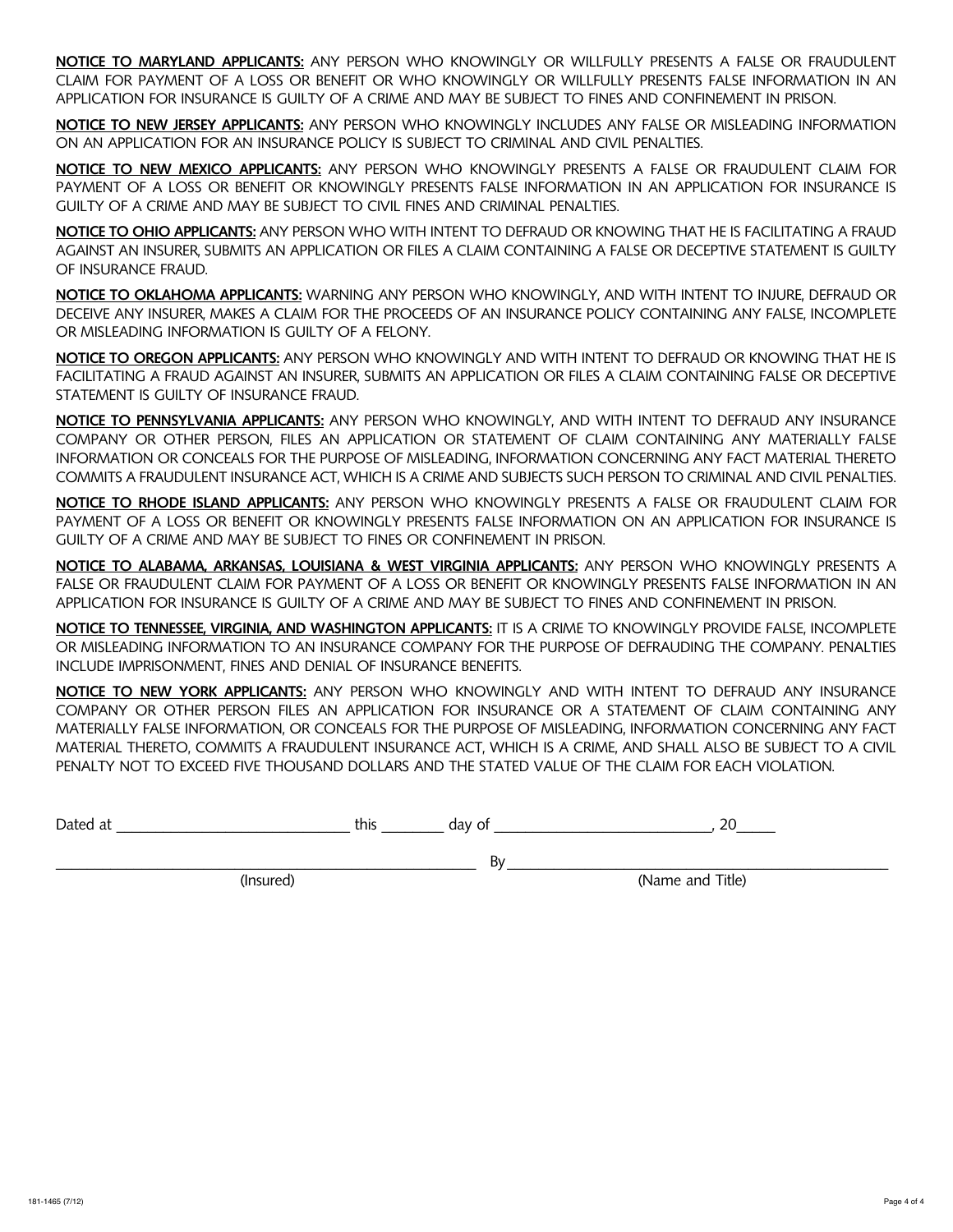**NOTICE TO MARYLAND APPLICANTS:** ANY PERSON WHO KNOWINGLY OR WILLFULLY PRESENTS A FALSE OR FRAUDULENT CLAIM FOR PAYMENT OF A LOSS OR BENEFIT OR WHO KNOWINGLY OR WILLFULLY PRESENTS FALSE INFORMATION IN AN APPLICATION FOR INSURANCE IS GUILTY OF A CRIME AND MAY BE SUBJECT TO FINES AND CONFINEMENT IN PRISON.

**NOTICE TO NEW JERSEY APPLICANTS:** ANY PERSON WHO KNOWINGLY INCLUDES ANY FALSE OR MISLEADING INFORMATION ON AN APPLICATION FOR AN INSURANCE POLICY IS SUBJECT TO CRIMINAL AND CIVIL PENALTIES.

**NOTICE TO NEW MEXICO APPLICANTS:** ANY PERSON WHO KNOWINGLY PRESENTS A FALSE OR FRAUDULENT CLAIM FOR PAYMENT OF A LOSS OR BENEFIT OR KNOWINGLY PRESENTS FALSE INFORMATION IN AN APPLICATION FOR INSURANCE IS GUILTY OF A CRIME AND MAY BE SUBJECT TO CIVIL FINES AND CRIMINAL PENALTIES.

**NOTICE TO OHIO APPLICANTS:** ANY PERSON WHO WITH INTENT TO DEFRAUD OR KNOWING THAT HE IS FACILITATING A FRAUD AGAINST AN INSURER, SUBMITS AN APPLICATION OR FILES A CLAIM CONTAINING A FALSE OR DECEPTIVE STATEMENT IS GUILTY OF INSURANCE FRAUD.

**NOTICE TO OKLAHOMA APPLICANTS:** WARNING ANY PERSON WHO KNOWINGLY, AND WITH INTENT TO INJURE, DEFRAUD OR DECEIVE ANY INSURER, MAKES A CLAIM FOR THE PROCEEDS OF AN INSURANCE POLICY CONTAINING ANY FALSE, INCOMPLETE OR MISLEADING INFORMATION IS GUILTY OF A FELONY.

**NOTICE TO OREGON APPLICANTS:** ANY PERSON WHO KNOWINGLY AND WITH INTENT TO DEFRAUD OR KNOWING THAT HE IS FACILITATING A FRAUD AGAINST AN INSURER, SUBMITS AN APPLICATION OR FILES A CLAIM CONTAINING FALSE OR DECEPTIVE STATEMENT IS GUILTY OF INSURANCE FRAUD.

**NOTICE TO PENNSYLVANIA APPLICANTS:** ANY PERSON WHO KNOWINGLY, AND WITH INTENT TO DEFRAUD ANY INSURANCE COMPANY OR OTHER PERSON, FILES AN APPLICATION OR STATEMENT OF CLAIM CONTAINING ANY MATERIALLY FALSE INFORMATION OR CONCEALS FOR THE PURPOSE OF MISLEADING, INFORMATION CONCERNING ANY FACT MATERIAL THERETO COMMITS A FRAUDULENT INSURANCE ACT, WHICH IS A CRIME AND SUBJECTS SUCH PERSON TO CRIMINAL AND CIVIL PENALTIES.

**NOTICE TO RHODE ISLAND APPLICANTS:** ANY PERSON WHO KNOWINGLY PRESENTS A FALSE OR FRAUDULENT CLAIM FOR PAYMENT OF A LOSS OR BENEFIT OR KNOWINGLY PRESENTS FALSE INFORMATION ON AN APPLICATION FOR INSURANCE IS GUILTY OF A CRIME AND MAY BE SUBJECT TO FINES OR CONFINEMENT IN PRISON.

**NOTICE TO ALABAMA, ARKANSAS, LOUISIANA & WEST VIRGINIA APPLICANTS:** ANY PERSON WHO KNOWINGLY PRESENTS A FALSE OR FRAUDULENT CLAIM FOR PAYMENT OF A LOSS OR BENEFIT OR KNOWINGLY PRESENTS FALSE INFORMATION IN AN APPLICATION FOR INSURANCE IS GUILTY OF A CRIME AND MAY BE SUBJECT TO FINES AND CONFINEMENT IN PRISON.

**NOTICE TO TENNESSEE, VIRGINIA, AND WASHINGTON APPLICANTS:** IT IS A CRIME TO KNOWINGLY PROVIDE FALSE, INCOMPLETE OR MISLEADING INFORMATION TO AN INSURANCE COMPANY FOR THE PURPOSE OF DEFRAUDING THE COMPANY. PENALTIES INCLUDE IMPRISONMENT, FINES AND DENIAL OF INSURANCE BENEFITS.

**NOTICE TO NEW YORK APPLICANTS:** ANY PERSON WHO KNOWINGLY AND WITH INTENT TO DEFRAUD ANY INSURANCE COMPANY OR OTHER PERSON FILES AN APPLICATION FOR INSURANCE OR A STATEMENT OF CLAIM CONTAINING ANY MATERIALLY FALSE INFORMATION, OR CONCEALS FOR THE PURPOSE OF MISLEADING, INFORMATION CONCERNING ANY FACT MATERIAL THERETO, COMMITS A FRAUDULENT INSURANCE ACT, WHICH IS A CRIME, AND SHALL ALSO BE SUBJECT TO A CIVIL PENALTY NOT TO EXCEED FIVE THOUSAND DOLLARS AND THE STATED VALUE OF THE CLAIM FOR EACH VIOLATION.

Dated at ____________________________ this ________ day of ___________________________, 20_____

_______________________________________________ By _______________________________________________

(Insured) (Name and Title)

181-1465 (7/12)